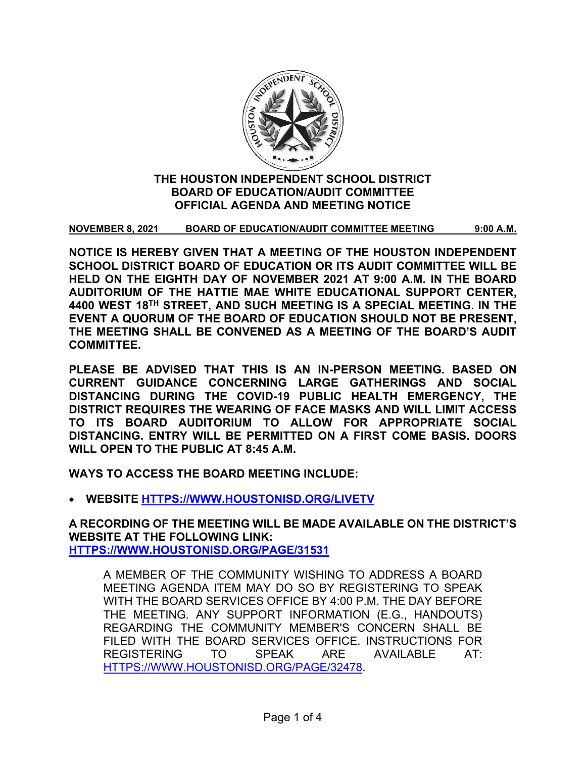# THE HOUSTON INDEPENDENT SCHOOL DISTRICT
## BOARD OF EDUCATION/AUDIT COMMITTEE
## OFFICIAL AGENDA AND MEETING NOTICE

**NOVEMBER 8, 2021 BOARD OF EDUCATION/AUDIT COMMITTEE MEETING 9:00 A.M.**

**NOTICE IS HEREBY GIVEN THAT A MEETING OF THE HOUSTON INDEPENDENT SCHOOL DISTRICT BOARD OF EDUCATION OR ITS AUDIT COMMITTEE WILL BE HELD ON THE EIGHTH DAY OF NOVEMBER 2021 AT 9:00 A.M. IN THE BOARD AUDITORIUM OF THE HATTIE MAE WHITE EDUCATIONAL SUPPORT CENTER, 4400 WEST 18TH STREET, AND SUCH MEETING IS A SPECIAL MEETING. IN THE EVENT A QUORUM OF THE BOARD OF EDUCATION SHOULD NOT BE PRESENT, THE MEETING SHALL BE CONVENED AS A MEETING OF THE BOARD'S AUDIT COMMITTEE.**

**PLEASE BE ADVISED THAT THIS IS AN IN-PERSON MEETING. BASED ON CURRENT GUIDANCE CONCERNING LARGE GATHERINGS AND SOCIAL DISTANCING DURING THE COVID-19 PUBLIC HEALTH EMERGENCY, THE DISTRICT REQUIRES THE WEARING OF FACE MASKS AND WILL LIMIT ACCESS TO ITS BOARD AUDITORIUM TO ALLOW FOR APPROPRIATE SOCIAL DISTANCING. ENTRY WILL BE PERMITTED ON A FIRST COME BASIS. DOORS WILL OPEN TO THE PUBLIC AT 8:45 A.M.**

**WAYS TO ACCESS THE BOARD MEETING INCLUDE:**

- **WEBSITE [HTTPS://WWW.HOUSTONISD.ORG/LIVETV](HTTPS://WWW.HOUSTONISD.ORG/LIVETV)**

**A RECORDING OF THE MEETING WILL BE MADE AVAILABLE ON THE DISTRICT'S WEBSITE AT THE FOLLOWING LINK: [HTTPS://WWW.HOUSTONISD.ORG/PAGE/31531](HTTPS://WWW.HOUSTONISD.ORG/PAGE/31531)**

A MEMBER OF THE COMMUNITY WISHING TO ADDRESS A BOARD MEETING AGENDA ITEM MAY DO SO BY REGISTERING TO SPEAK WITH THE BOARD SERVICES OFFICE BY 4:00 P.M. THE DAY BEFORE THE MEETING. ANY SUPPORT INFORMATION (E.G., HANDOUTS) REGARDING THE COMMUNITY MEMBER'S CONCERN SHALL BE FILED WITH THE BOARD SERVICES OFFICE. INSTRUCTIONS FOR REGISTERING TO SPEAK ARE AVAILABLE AT: [HTTPS://WWW.HOUSTONISD.ORG/PAGE/32478](HTTPS://WWW.HOUSTONISD.ORG/PAGE/32478).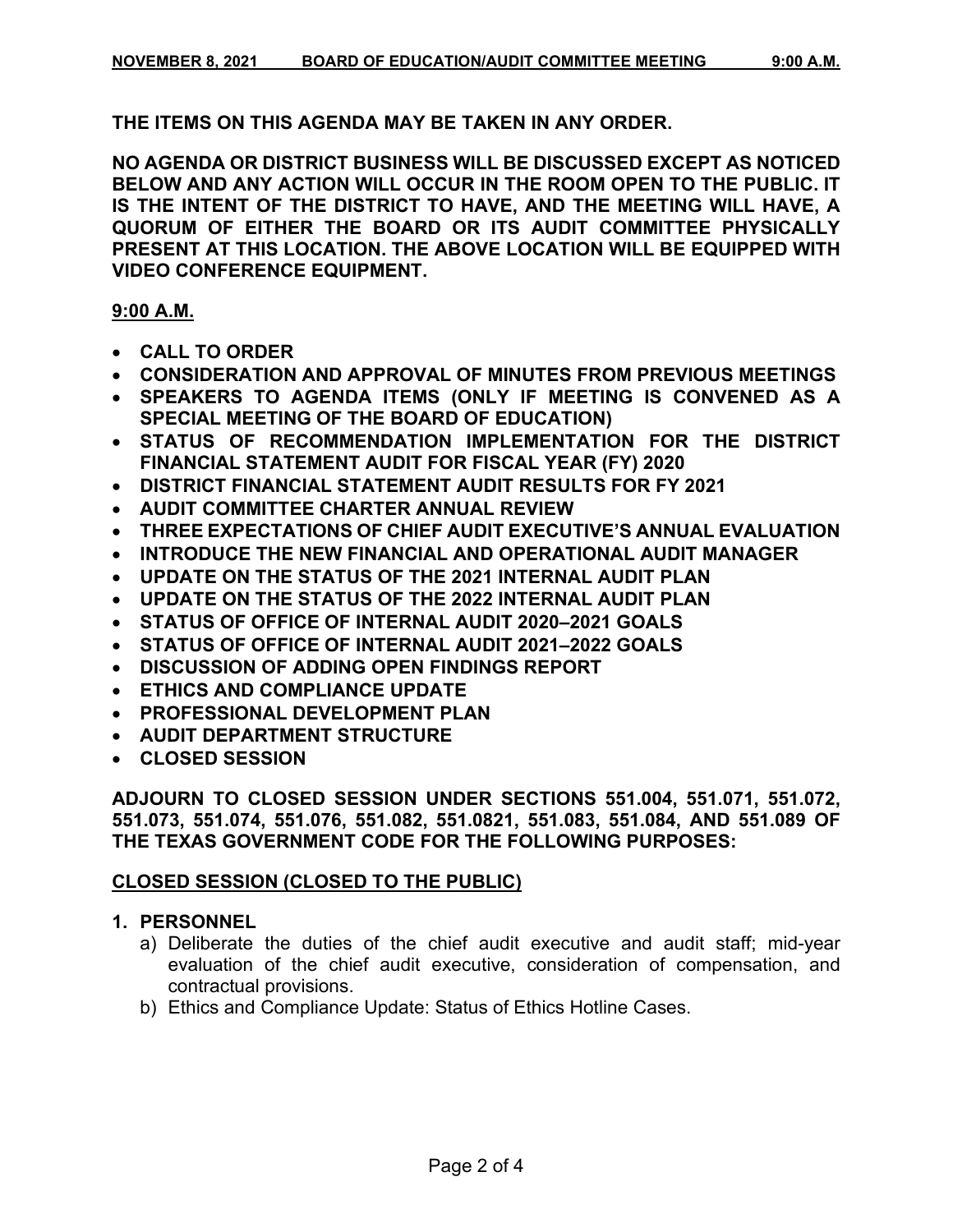**THE ITEMS ON THIS AGENDA MAY BE TAKEN IN ANY ORDER.**

**NO AGENDA OR DISTRICT BUSINESS WILL BE DISCUSSED EXCEPT AS NOTICED BELOW AND ANY ACTION WILL OCCUR IN THE ROOM OPEN TO THE PUBLIC. IT IS THE INTENT OF THE DISTRICT TO HAVE, AND THE MEETING WILL HAVE, A QUORUM OF EITHER THE BOARD OR ITS AUDIT COMMITTEE PHYSICALLY PRESENT AT THIS LOCATION. THE ABOVE LOCATION WILL BE EQUIPPED WITH VIDEO CONFERENCE EQUIPMENT.**

**9:00 A.M.**

- **CALL TO ORDER**
- **CONSIDERATION AND APPROVAL OF MINUTES FROM PREVIOUS MEETINGS**
- **SPEAKERS TO AGENDA ITEMS (ONLY IF MEETING IS CONVENED AS A SPECIAL MEETING OF THE BOARD OF EDUCATION)**
- **STATUS OF RECOMMENDATION IMPLEMENTATION FOR THE DISTRICT FINANCIAL STATEMENT AUDIT FOR FISCAL YEAR (FY) 2020**
- **DISTRICT FINANCIAL STATEMENT AUDIT RESULTS FOR FY 2021**
- **AUDIT COMMITTEE CHARTER ANNUAL REVIEW**
- **THREE EXPECTATIONS OF CHIEF AUDIT EXECUTIVE'S ANNUAL EVALUATION**
- **INTRODUCE THE NEW FINANCIAL AND OPERATIONAL AUDIT MANAGER**
- **UPDATE ON THE STATUS OF THE 2021 INTERNAL AUDIT PLAN**
- **UPDATE ON THE STATUS OF THE 2022 INTERNAL AUDIT PLAN**
- **STATUS OF OFFICE OF INTERNAL AUDIT 2020–2021 GOALS**
- **STATUS OF OFFICE OF INTERNAL AUDIT 2021–2022 GOALS**
- **DISCUSSION OF ADDING OPEN FINDINGS REPORT**
- **ETHICS AND COMPLIANCE UPDATE**
- **PROFESSIONAL DEVELOPMENT PLAN**
- **AUDIT DEPARTMENT STRUCTURE**
- **CLOSED SESSION**

**ADJOURN TO CLOSED SESSION UNDER SECTIONS 551.004, 551.071, 551.072, 551.073, 551.074, 551.076, 551.082, 551.0821, 551.083, 551.084, AND 551.089 OF THE TEXAS GOVERNMENT CODE FOR THE FOLLOWING PURPOSES:**

**CLOSED SESSION (CLOSED TO THE PUBLIC)**

**1. PERSONNEL**

a) Deliberate the duties of the chief audit executive and audit staff; mid-year evaluation of the chief audit executive, consideration of compensation, and contractual provisions.

b) Ethics and Compliance Update: Status of Ethics Hotline Cases.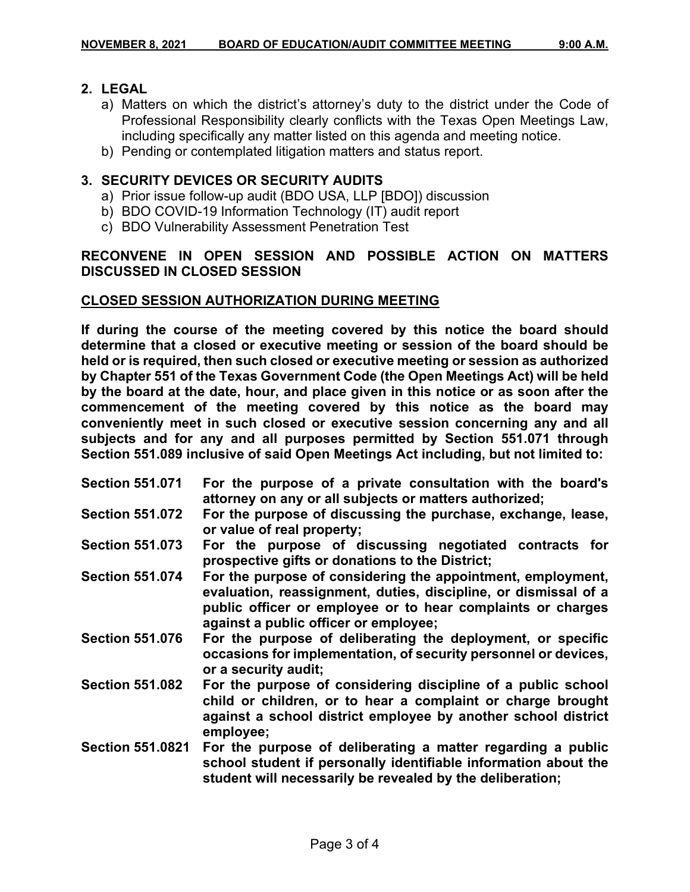**2. LEGAL**

a) Matters on which the district's attorney's duty to the district under the Code of Professional Responsibility clearly conflicts with the Texas Open Meetings Law, including specifically any matter listed on this agenda and meeting notice.

b) Pending or contemplated litigation matters and status report.

**3. SECURITY DEVICES OR SECURITY AUDITS**

a) Prior issue follow-up audit (BDO USA, LLP [BDO]) discussion

b) BDO COVID-19 Information Technology (IT) audit report

c) BDO Vulnerability Assessment Penetration Test

**RECONVENE IN OPEN SESSION AND POSSIBLE ACTION ON MATTERS DISCUSSED IN CLOSED SESSION**

**CLOSED SESSION AUTHORIZATION DURING MEETING**

**If during the course of the meeting covered by this notice the board should determine that a closed or executive meeting or session of the board should be held or is required, then such closed or executive meeting or session as authorized by Chapter 551 of the Texas Government Code (the Open Meetings Act) will be held by the board at the date, hour, and place given in this notice or as soon after the commencement of the meeting covered by this notice as the board may conveniently meet in such closed or executive session concerning any and all subjects and for any and all purposes permitted by Section 551.071 through Section 551.089 inclusive of said Open Meetings Act including, but not limited to:**

**Section 551.071** **For the purpose of a private consultation with the board's attorney on any or all subjects or matters authorized;**

**Section 551.072** **For the purpose of discussing the purchase, exchange, lease, or value of real property;**

**Section 551.073** **For the purpose of discussing negotiated contracts for prospective gifts or donations to the District;**

**Section 551.074** **For the purpose of considering the appointment, employment, evaluation, reassignment, duties, discipline, or dismissal of a public officer or employee or to hear complaints or charges against a public officer or employee;**

**Section 551.076** **For the purpose of deliberating the deployment, or specific occasions for implementation, of security personnel or devices, or a security audit;**

**Section 551.082** **For the purpose of considering discipline of a public school child or children, or to hear a complaint or charge brought against a school district employee by another school district employee;**

**Section 551.0821** **For the purpose of deliberating a matter regarding a public school student if personally identifiable information about the student will necessarily be revealed by the deliberation;**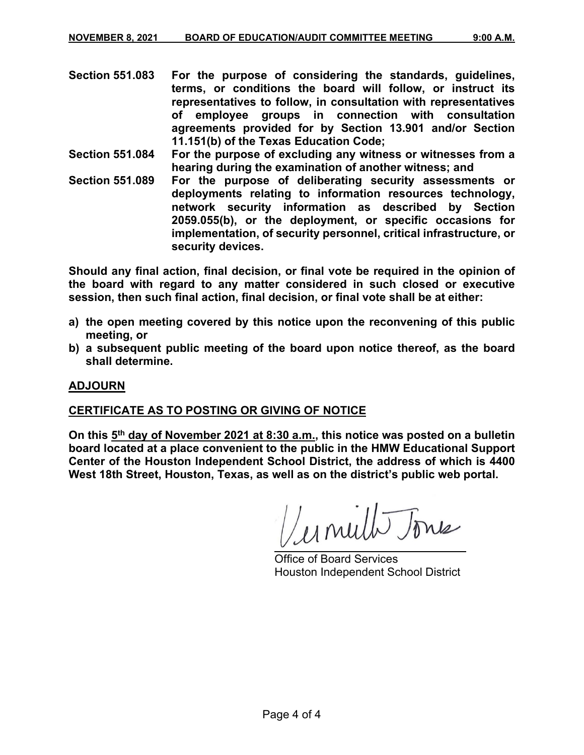**Section 551.083** **For the purpose of considering the standards, guidelines, terms, or conditions the board will follow, or instruct its representatives to follow, in consultation with representatives of employee groups in connection with consultation agreements provided for by Section 13.901 and/or Section 11.151(b) of the Texas Education Code;**

**Section 551.084** **For the purpose of excluding any witness or witnesses from a hearing during the examination of another witness; and**

**Section 551.089** **For the purpose of deliberating security assessments or deployments relating to information resources technology, network security information as described by Section 2059.055(b), or the deployment, or specific occasions for implementation, of security personnel, critical infrastructure, or security devices.**

**Should any final action, final decision, or final vote be required in the opinion of the board with regard to any matter considered in such closed or executive session, then such final action, final decision, or final vote shall be at either:**

**a) the open meeting covered by this notice upon the reconvening of this public meeting, or**

**b) a subsequent public meeting of the board upon notice thereof, as the board shall determine.**

## ADJOURN

## CERTIFICATE AS TO POSTING OR GIVING OF NOTICE

**On this 5th day of November 2021 at 8:30 a.m., this notice was posted on a bulletin board located at a place convenient to the public in the HMW Educational Support Center of the Houston Independent School District, the address of which is 4400 West 18th Street, Houston, Texas, as well as on the district's public web portal.**

Office of Board Services
Houston Independent School District